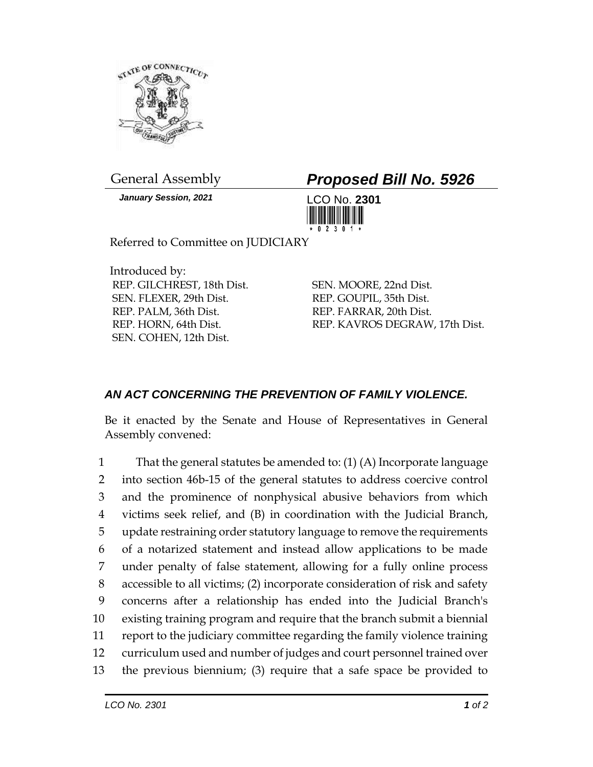General Assembly

***Proposed Bill No. 5926***

***January Session, 2021***

LCO No. **2301**

Referred to Committee on JUDICIARY

Introduced by:

REP. GILCHREST, 18th Dist.
SEN. FLEXER, 29th Dist.
REP. PALM, 36th Dist.
REP. HORN, 64th Dist.
SEN. COHEN, 12th Dist.
SEN. MOORE, 22nd Dist.
REP. GOUPIL, 35th Dist.
REP. FARRAR, 20th Dist.
REP. KAVROS DEGRAW, 17th Dist.

### *AN ACT CONCERNING THE PREVENTION OF FAMILY VIOLENCE.*

Be it enacted by the Senate and House of Representatives in General Assembly convened:

That the general statutes be amended to: (1) (A) Incorporate language into section 46b-15 of the general statutes to address coercive control and the prominence of nonphysical abusive behaviors from which victims seek relief, and (B) in coordination with the Judicial Branch, update restraining order statutory language to remove the requirements of a notarized statement and instead allow applications to be made under penalty of false statement, allowing for a fully online process accessible to all victims; (2) incorporate consideration of risk and safety concerns after a relationship has ended into the Judicial Branch's existing training program and require that the branch submit a biennial report to the judiciary committee regarding the family violence training curriculum used and number of judges and court personnel trained over the previous biennium; (3) require that a safe space be provided to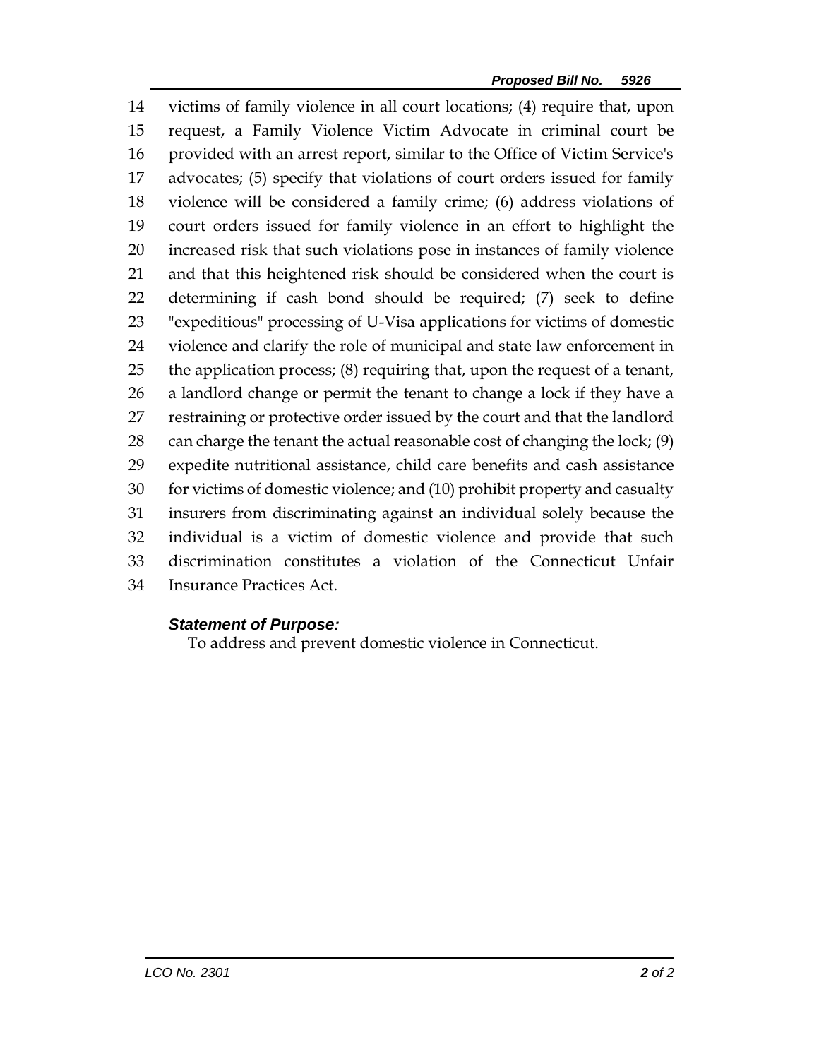victims of family violence in all court locations; (4) require that, upon request, a Family Violence Victim Advocate in criminal court be provided with an arrest report, similar to the Office of Victim Service's advocates; (5) specify that violations of court orders issued for family violence will be considered a family crime; (6) address violations of court orders issued for family violence in an effort to highlight the increased risk that such violations pose in instances of family violence and that this heightened risk should be considered when the court is determining if cash bond should be required; (7) seek to define "expeditious" processing of U-Visa applications for victims of domestic violence and clarify the role of municipal and state law enforcement in the application process; (8) requiring that, upon the request of a tenant, a landlord change or permit the tenant to change a lock if they have a restraining or protective order issued by the court and that the landlord can charge the tenant the actual reasonable cost of changing the lock; (9) expedite nutritional assistance, child care benefits and cash assistance for victims of domestic violence; and (10) prohibit property and casualty insurers from discriminating against an individual solely because the individual is a victim of domestic violence and provide that such discrimination constitutes a violation of the Connecticut Unfair Insurance Practices Act.

***Statement of Purpose:***

To address and prevent domestic violence in Connecticut.